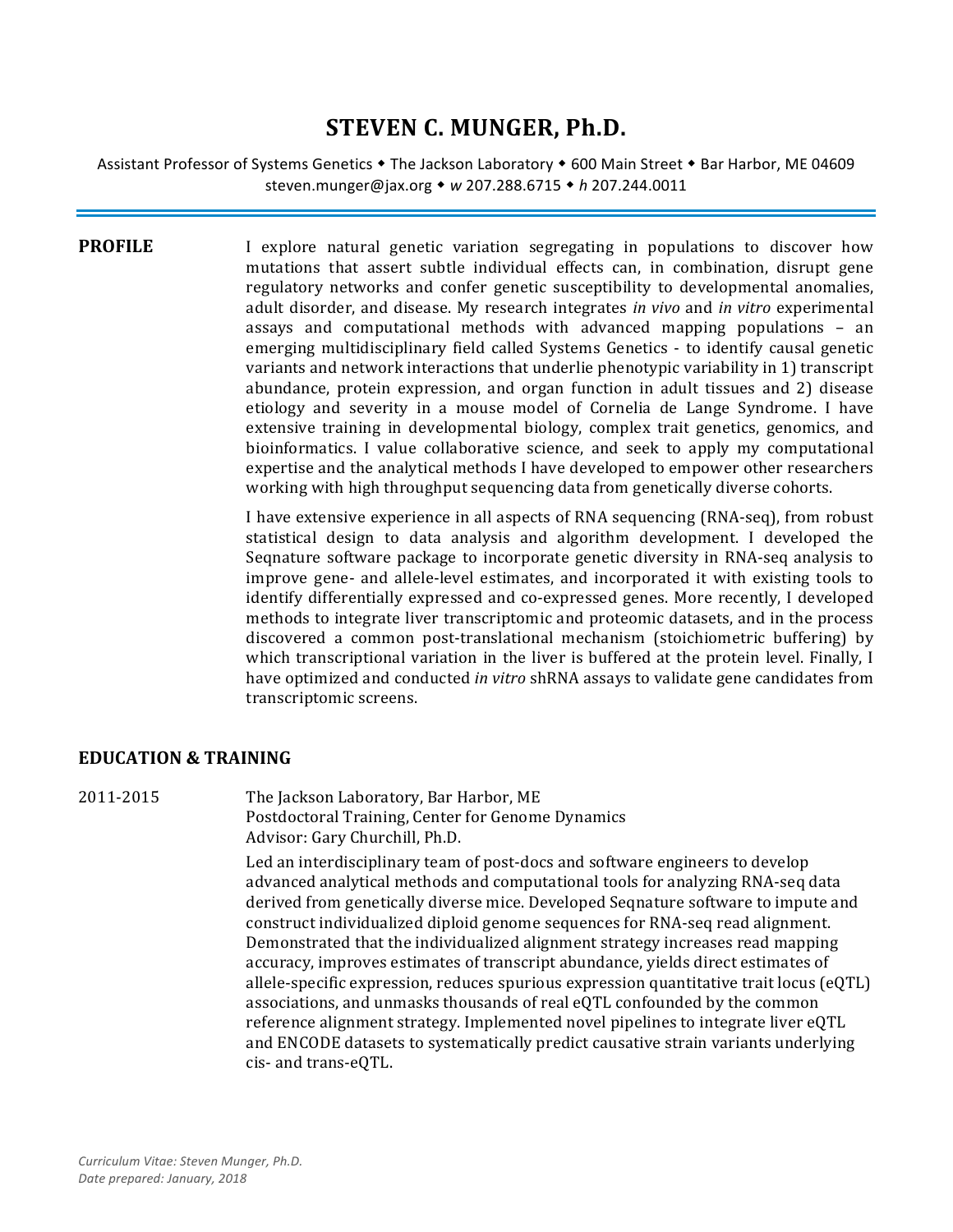# STEVEN C. MUNGER, Ph.D.

Assistant Professor of Systems Genetics ◆ The Jackson Laboratory ◆ 600 Main Street ◆ Bar Harbor, ME 04609
steven.munger@jax.org ◆ *w* 207.288.6715 ◆ *h* 207.244.0011

---

## PROFILE

I explore natural genetic variation segregating in populations to discover how mutations that assert subtle individual effects can, in combination, disrupt gene regulatory networks and confer genetic susceptibility to developmental anomalies, adult disorder, and disease. My research integrates *in vivo* and *in vitro* experimental assays and computational methods with advanced mapping populations – an emerging multidisciplinary field called Systems Genetics - to identify causal genetic variants and network interactions that underlie phenotypic variability in 1) transcript abundance, protein expression, and organ function in adult tissues and 2) disease etiology and severity in a mouse model of Cornelia de Lange Syndrome. I have extensive training in developmental biology, complex trait genetics, genomics, and bioinformatics. I value collaborative science, and seek to apply my computational expertise and the analytical methods I have developed to empower other researchers working with high throughput sequencing data from genetically diverse cohorts.

I have extensive experience in all aspects of RNA sequencing (RNA-seq), from robust statistical design to data analysis and algorithm development. I developed the Seqnature software package to incorporate genetic diversity in RNA-seq analysis to improve gene- and allele-level estimates, and incorporated it with existing tools to identify differentially expressed and co-expressed genes. More recently, I developed methods to integrate liver transcriptomic and proteomic datasets, and in the process discovered a common post-translational mechanism (stoichiometric buffering) by which transcriptional variation in the liver is buffered at the protein level. Finally, I have optimized and conducted *in vitro* shRNA assays to validate gene candidates from transcriptomic screens.

## EDUCATION & TRAINING

**2011-2015**

The Jackson Laboratory, Bar Harbor, ME
Postdoctoral Training, Center for Genome Dynamics
Advisor: Gary Churchill, Ph.D.

Led an interdisciplinary team of post-docs and software engineers to develop advanced analytical methods and computational tools for analyzing RNA-seq data derived from genetically diverse mice. Developed Seqnature software to impute and construct individualized diploid genome sequences for RNA-seq read alignment. Demonstrated that the individualized alignment strategy increases read mapping accuracy, improves estimates of transcript abundance, yields direct estimates of allele-specific expression, reduces spurious expression quantitative trait locus (eQTL) associations, and unmasks thousands of real eQTL confounded by the common reference alignment strategy. Implemented novel pipelines to integrate liver eQTL and ENCODE datasets to systematically predict causative strain variants underlying cis- and trans-eQTL.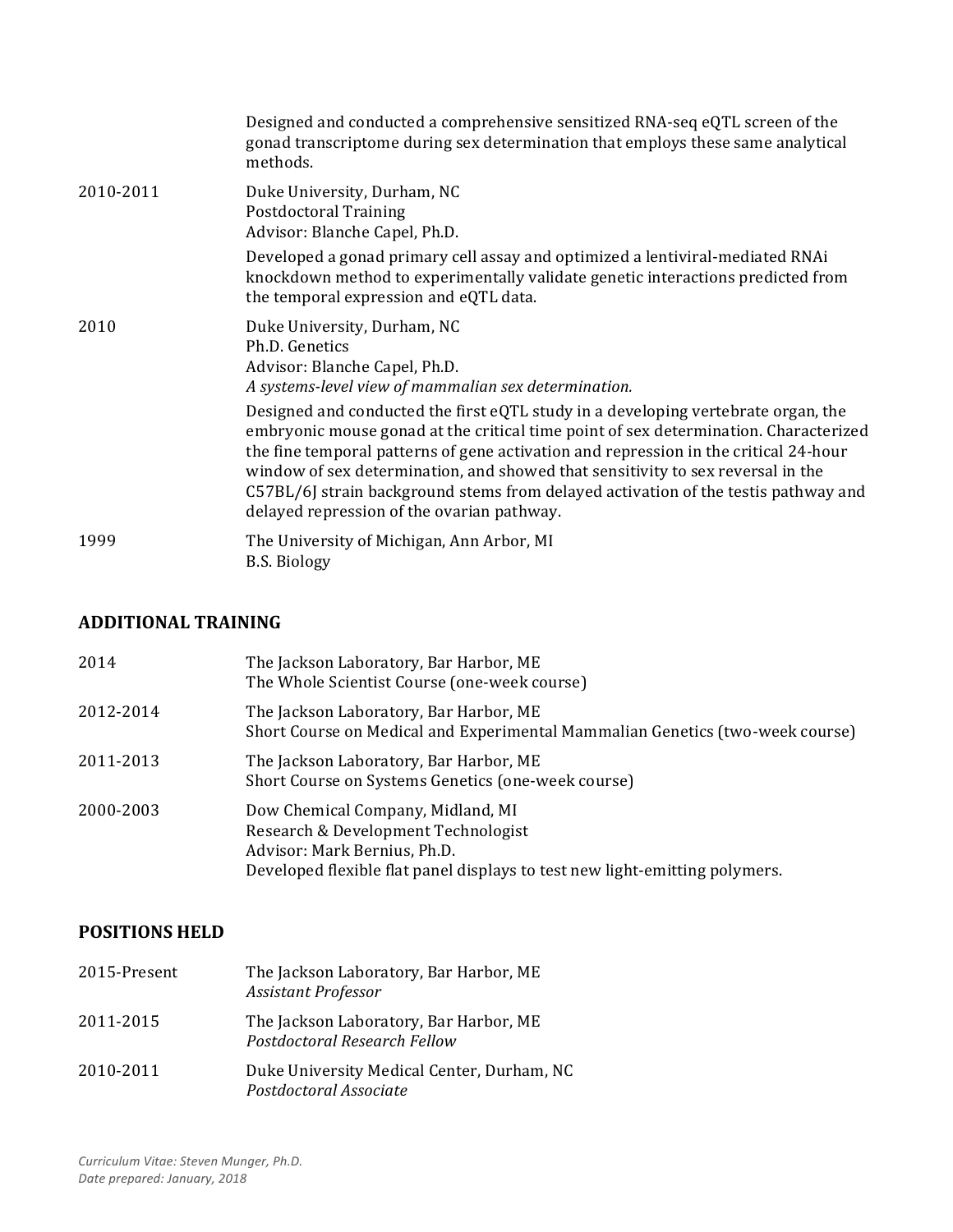| | |
|---|---|
| | Designed and conducted a comprehensive sensitized RNA-seq eQTL screen of the gonad transcriptome during sex determination that employs these same analytical methods. |
| 2010-2011 | Duke University, Durham, NC<br>Postdoctoral Training<br>Advisor: Blanche Capel, Ph.D.<br>Developed a gonad primary cell assay and optimized a lentiviral-mediated RNAi knockdown method to experimentally validate genetic interactions predicted from the temporal expression and eQTL data. |
| 2010 | Duke University, Durham, NC<br>Ph.D. Genetics<br>Advisor: Blanche Capel, Ph.D.<br>*A systems-level view of mammalian sex determination.*<br>Designed and conducted the first eQTL study in a developing vertebrate organ, the embryonic mouse gonad at the critical time point of sex determination. Characterized the fine temporal patterns of gene activation and repression in the critical 24-hour window of sex determination, and showed that sensitivity to sex reversal in the C57BL/6J strain background stems from delayed activation of the testis pathway and delayed repression of the ovarian pathway. |
| 1999 | The University of Michigan, Ann Arbor, MI<br>B.S. Biology |

## ADDITIONAL TRAINING

| | |
|---|---|
| 2014 | The Jackson Laboratory, Bar Harbor, ME<br>The Whole Scientist Course (one-week course) |
| 2012-2014 | The Jackson Laboratory, Bar Harbor, ME<br>Short Course on Medical and Experimental Mammalian Genetics (two-week course) |
| 2011-2013 | The Jackson Laboratory, Bar Harbor, ME<br>Short Course on Systems Genetics (one-week course) |
| 2000-2003 | Dow Chemical Company, Midland, MI<br>Research & Development Technologist<br>Advisor: Mark Bernius, Ph.D.<br>Developed flexible flat panel displays to test new light-emitting polymers. |

## POSITIONS HELD

| | |
|---|---|
| 2015-Present | The Jackson Laboratory, Bar Harbor, ME<br>*Assistant Professor* |
| 2011-2015 | The Jackson Laboratory, Bar Harbor, ME<br>*Postdoctoral Research Fellow* |
| 2010-2011 | Duke University Medical Center, Durham, NC<br>*Postdoctoral Associate* |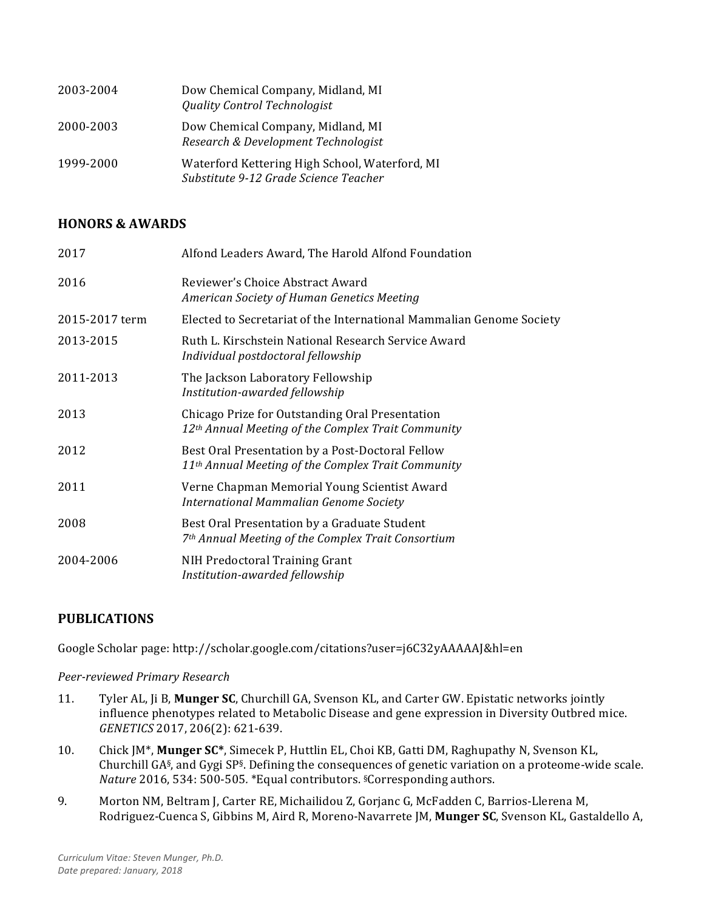| | |
|---|---|
| 2003-2004 | Dow Chemical Company, Midland, MI<br>*Quality Control Technologist* |
| 2000-2003 | Dow Chemical Company, Midland, MI<br>*Research & Development Technologist* |
| 1999-2000 | Waterford Kettering High School, Waterford, MI<br>*Substitute 9-12 Grade Science Teacher* |

## HONORS & AWARDS

| | |
|---|---|
| 2017 | Alfond Leaders Award, The Harold Alfond Foundation |
| 2016 | Reviewer's Choice Abstract Award<br>*American Society of Human Genetics Meeting* |
| 2015-2017 term | Elected to Secretariat of the International Mammalian Genome Society |
| 2013-2015 | Ruth L. Kirschstein National Research Service Award<br>*Individual postdoctoral fellowship* |
| 2011-2013 | The Jackson Laboratory Fellowship<br>*Institution-awarded fellowship* |
| 2013 | Chicago Prize for Outstanding Oral Presentation<br>*12th Annual Meeting of the Complex Trait Community* |
| 2012 | Best Oral Presentation by a Post-Doctoral Fellow<br>*11th Annual Meeting of the Complex Trait Community* |
| 2011 | Verne Chapman Memorial Young Scientist Award<br>*International Mammalian Genome Society* |
| 2008 | Best Oral Presentation by a Graduate Student<br>*7th Annual Meeting of the Complex Trait Consortium* |
| 2004-2006 | NIH Predoctoral Training Grant<br>*Institution-awarded fellowship* |

## PUBLICATIONS

Google Scholar page: http://scholar.google.com/citations?user=j6C32yAAAAAJ&hl=en

*Peer-reviewed Primary Research*

11. Tyler AL, Ji B, **Munger SC**, Churchill GA, Svenson KL, and Carter GW. Epistatic networks jointly influence phenotypes related to Metabolic Disease and gene expression in Diversity Outbred mice. *GENETICS* 2017, 206(2): 621-639.

10. Chick JM*, **Munger SC***, Simecek P, Huttlin EL, Choi KB, Gatti DM, Raghupathy N, Svenson KL, Churchill GA§, and Gygi SP§. Defining the consequences of genetic variation on a proteome-wide scale. *Nature* 2016, 534: 500-505. *Equal contributors. §Corresponding authors.

9. Morton NM, Beltram J, Carter RE, Michailidou Z, Gorjanc G, McFadden C, Barrios-Llerena M, Rodriguez-Cuenca S, Gibbins M, Aird R, Moreno-Navarrete JM, **Munger SC**, Svenson KL, Gastaldello A,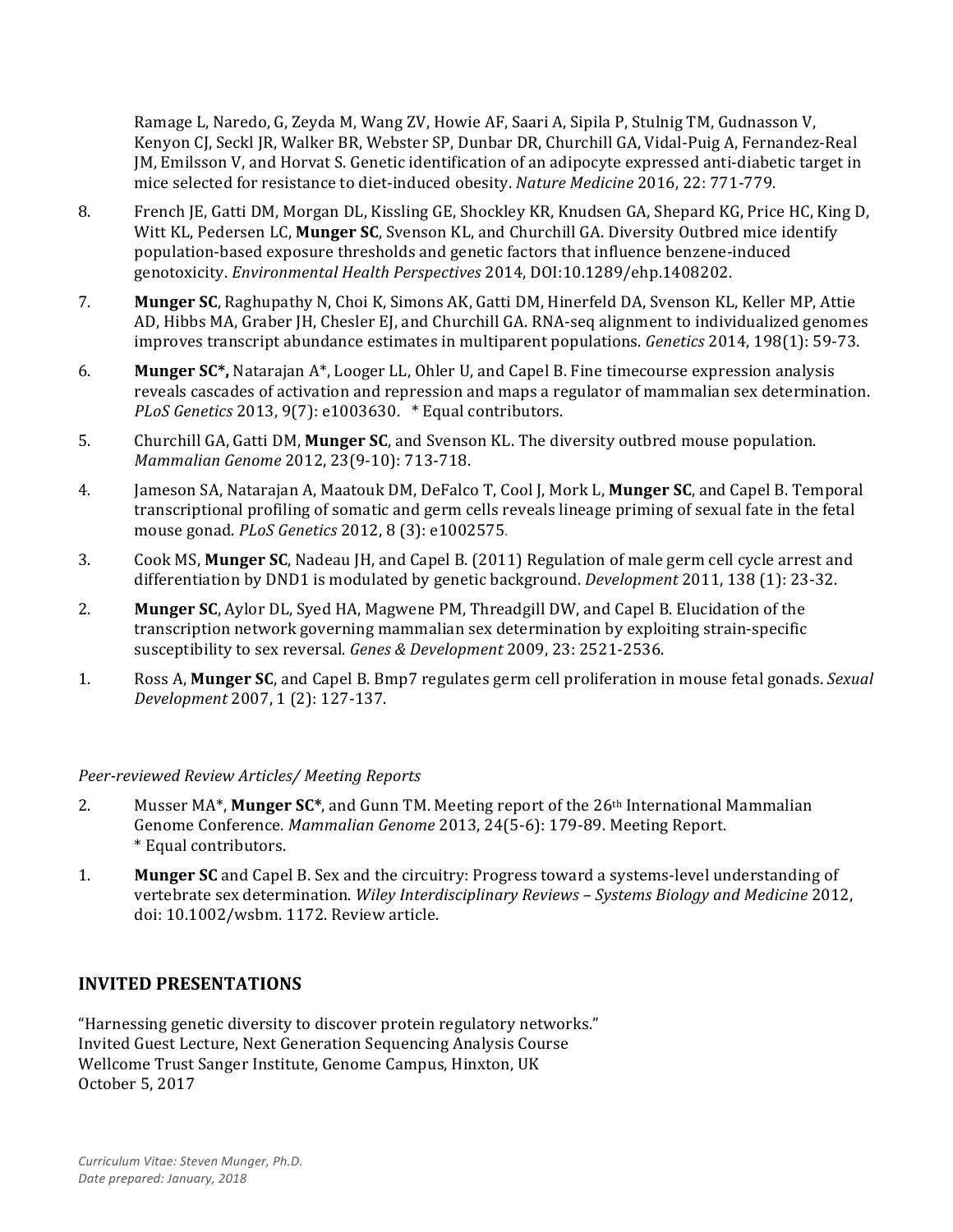Ramage L, Naredo, G, Zeyda M, Wang ZV, Howie AF, Saari A, Sipila P, Stulnig TM, Gudnasson V, Kenyon CJ, Seckl JR, Walker BR, Webster SP, Dunbar DR, Churchill GA, Vidal-Puig A, Fernandez-Real JM, Emilsson V, and Horvat S. Genetic identification of an adipocyte expressed anti-diabetic target in mice selected for resistance to diet-induced obesity. *Nature Medicine* 2016, 22: 771-779.

8. French JE, Gatti DM, Morgan DL, Kissling GE, Shockley KR, Knudsen GA, Shepard KG, Price HC, King D, Witt KL, Pedersen LC, **Munger SC**, Svenson KL, and Churchill GA. Diversity Outbred mice identify population-based exposure thresholds and genetic factors that influence benzene-induced genotoxicity. *Environmental Health Perspectives* 2014, DOI:10.1289/ehp.1408202.

7. **Munger SC**, Raghupathy N, Choi K, Simons AK, Gatti DM, Hinerfeld DA, Svenson KL, Keller MP, Attie AD, Hibbs MA, Graber JH, Chesler EJ, and Churchill GA. RNA-seq alignment to individualized genomes improves transcript abundance estimates in multiparent populations. *Genetics* 2014, 198(1): 59-73.

6. **Munger SC*,** Natarajan A*, Looger LL, Ohler U, and Capel B. Fine timecourse expression analysis reveals cascades of activation and repression and maps a regulator of mammalian sex determination. *PLoS Genetics* 2013, 9(7): e1003630. * Equal contributors.

5. Churchill GA, Gatti DM, **Munger SC**, and Svenson KL. The diversity outbred mouse population. *Mammalian Genome* 2012, 23(9-10): 713-718.

4. Jameson SA, Natarajan A, Maatouk DM, DeFalco T, Cool J, Mork L, **Munger SC**, and Capel B. Temporal transcriptional profiling of somatic and germ cells reveals lineage priming of sexual fate in the fetal mouse gonad. *PLoS Genetics* 2012, 8 (3): e1002575.

3. Cook MS, **Munger SC**, Nadeau JH, and Capel B. (2011) Regulation of male germ cell cycle arrest and differentiation by DND1 is modulated by genetic background. *Development* 2011, 138 (1): 23-32.

2. **Munger SC**, Aylor DL, Syed HA, Magwene PM, Threadgill DW, and Capel B. Elucidation of the transcription network governing mammalian sex determination by exploiting strain-specific susceptibility to sex reversal. *Genes & Development* 2009, 23: 2521-2536.

1. Ross A, **Munger SC**, and Capel B. Bmp7 regulates germ cell proliferation in mouse fetal gonads. *Sexual Development* 2007, 1 (2): 127-137.

*Peer-reviewed Review Articles/ Meeting Reports*

2. Musser MA*, **Munger SC***, and Gunn TM. Meeting report of the 26th International Mammalian Genome Conference. *Mammalian Genome* 2013, 24(5-6): 179-89. Meeting Report.
   * Equal contributors.

1. **Munger SC** and Capel B. Sex and the circuitry: Progress toward a systems-level understanding of vertebrate sex determination. *Wiley Interdisciplinary Reviews – Systems Biology and Medicine* 2012, doi: 10.1002/wsbm. 1172. Review article.

## INVITED PRESENTATIONS

"Harnessing genetic diversity to discover protein regulatory networks."
Invited Guest Lecture, Next Generation Sequencing Analysis Course
Wellcome Trust Sanger Institute, Genome Campus, Hinxton, UK
October 5, 2017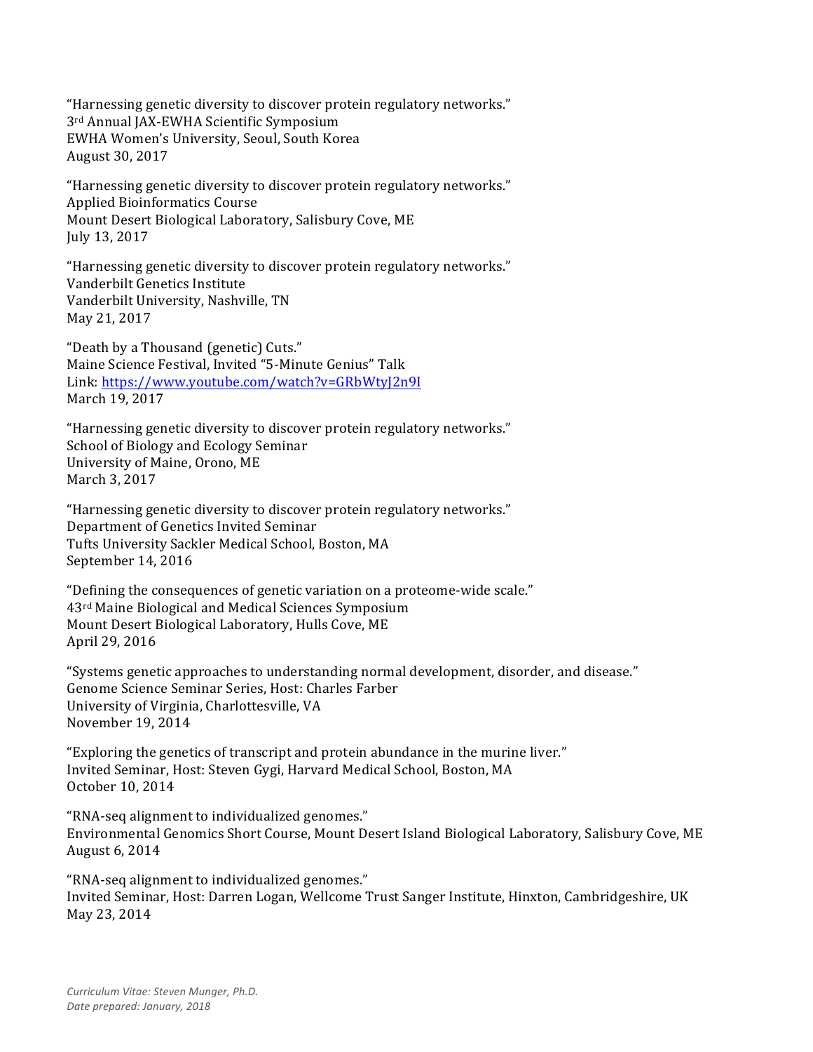"Harnessing genetic diversity to discover protein regulatory networks."
3rd Annual JAX-EWHA Scientific Symposium
EWHA Women's University, Seoul, South Korea
August 30, 2017

"Harnessing genetic diversity to discover protein regulatory networks."
Applied Bioinformatics Course
Mount Desert Biological Laboratory, Salisbury Cove, ME
July 13, 2017

"Harnessing genetic diversity to discover protein regulatory networks."
Vanderbilt Genetics Institute
Vanderbilt University, Nashville, TN
May 21, 2017

"Death by a Thousand (genetic) Cuts."
Maine Science Festival, Invited "5-Minute Genius" Talk
Link: https://www.youtube.com/watch?v=GRbWtyJ2n9I
March 19, 2017

"Harnessing genetic diversity to discover protein regulatory networks."
School of Biology and Ecology Seminar
University of Maine, Orono, ME
March 3, 2017

"Harnessing genetic diversity to discover protein regulatory networks."
Department of Genetics Invited Seminar
Tufts University Sackler Medical School, Boston, MA
September 14, 2016

"Defining the consequences of genetic variation on a proteome-wide scale."
43rd Maine Biological and Medical Sciences Symposium
Mount Desert Biological Laboratory, Hulls Cove, ME
April 29, 2016

"Systems genetic approaches to understanding normal development, disorder, and disease."
Genome Science Seminar Series, Host: Charles Farber
University of Virginia, Charlottesville, VA
November 19, 2014

"Exploring the genetics of transcript and protein abundance in the murine liver."
Invited Seminar, Host: Steven Gygi, Harvard Medical School, Boston, MA
October 10, 2014

"RNA-seq alignment to individualized genomes."
Environmental Genomics Short Course, Mount Desert Island Biological Laboratory, Salisbury Cove, ME
August 6, 2014

"RNA-seq alignment to individualized genomes."
Invited Seminar, Host: Darren Logan, Wellcome Trust Sanger Institute, Hinxton, Cambridgeshire, UK
May 23, 2014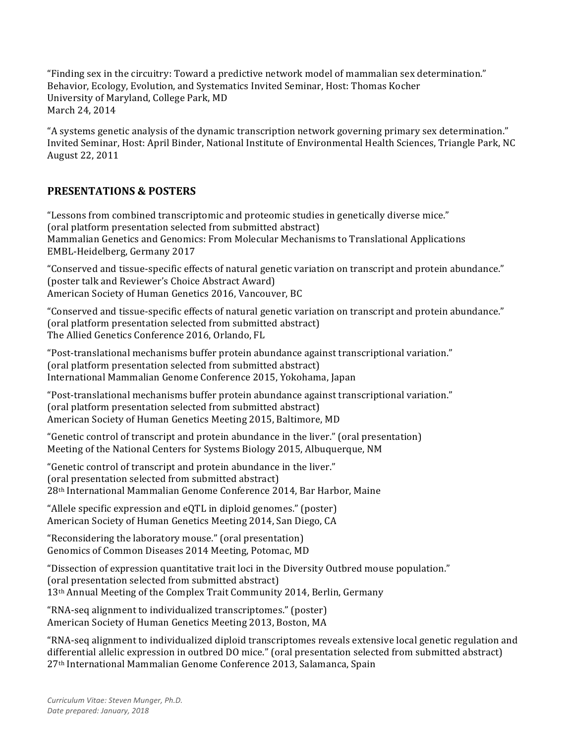"Finding sex in the circuitry: Toward a predictive network model of mammalian sex determination."
Behavior, Ecology, Evolution, and Systematics Invited Seminar, Host: Thomas Kocher
University of Maryland, College Park, MD
March 24, 2014

"A systems genetic analysis of the dynamic transcription network governing primary sex determination."
Invited Seminar, Host: April Binder, National Institute of Environmental Health Sciences, Triangle Park, NC
August 22, 2011

## PRESENTATIONS & POSTERS

"Lessons from combined transcriptomic and proteomic studies in genetically diverse mice."
(oral platform presentation selected from submitted abstract)
Mammalian Genetics and Genomics: From Molecular Mechanisms to Translational Applications
EMBL-Heidelberg, Germany 2017

"Conserved and tissue-specific effects of natural genetic variation on transcript and protein abundance."
(poster talk and Reviewer's Choice Abstract Award)
American Society of Human Genetics 2016, Vancouver, BC

"Conserved and tissue-specific effects of natural genetic variation on transcript and protein abundance."
(oral platform presentation selected from submitted abstract)
The Allied Genetics Conference 2016, Orlando, FL

"Post-translational mechanisms buffer protein abundance against transcriptional variation."
(oral platform presentation selected from submitted abstract)
International Mammalian Genome Conference 2015, Yokohama, Japan

"Post-translational mechanisms buffer protein abundance against transcriptional variation."
(oral platform presentation selected from submitted abstract)
American Society of Human Genetics Meeting 2015, Baltimore, MD

"Genetic control of transcript and protein abundance in the liver." (oral presentation)
Meeting of the National Centers for Systems Biology 2015, Albuquerque, NM

"Genetic control of transcript and protein abundance in the liver."
(oral presentation selected from submitted abstract)
28th International Mammalian Genome Conference 2014, Bar Harbor, Maine

"Allele specific expression and eQTL in diploid genomes." (poster)
American Society of Human Genetics Meeting 2014, San Diego, CA

"Reconsidering the laboratory mouse." (oral presentation)
Genomics of Common Diseases 2014 Meeting, Potomac, MD

"Dissection of expression quantitative trait loci in the Diversity Outbred mouse population."
(oral presentation selected from submitted abstract)
13th Annual Meeting of the Complex Trait Community 2014, Berlin, Germany

"RNA-seq alignment to individualized transcriptomes." (poster)
American Society of Human Genetics Meeting 2013, Boston, MA

"RNA-seq alignment to individualized diploid transcriptomes reveals extensive local genetic regulation and differential allelic expression in outbred DO mice." (oral presentation selected from submitted abstract)
27th International Mammalian Genome Conference 2013, Salamanca, Spain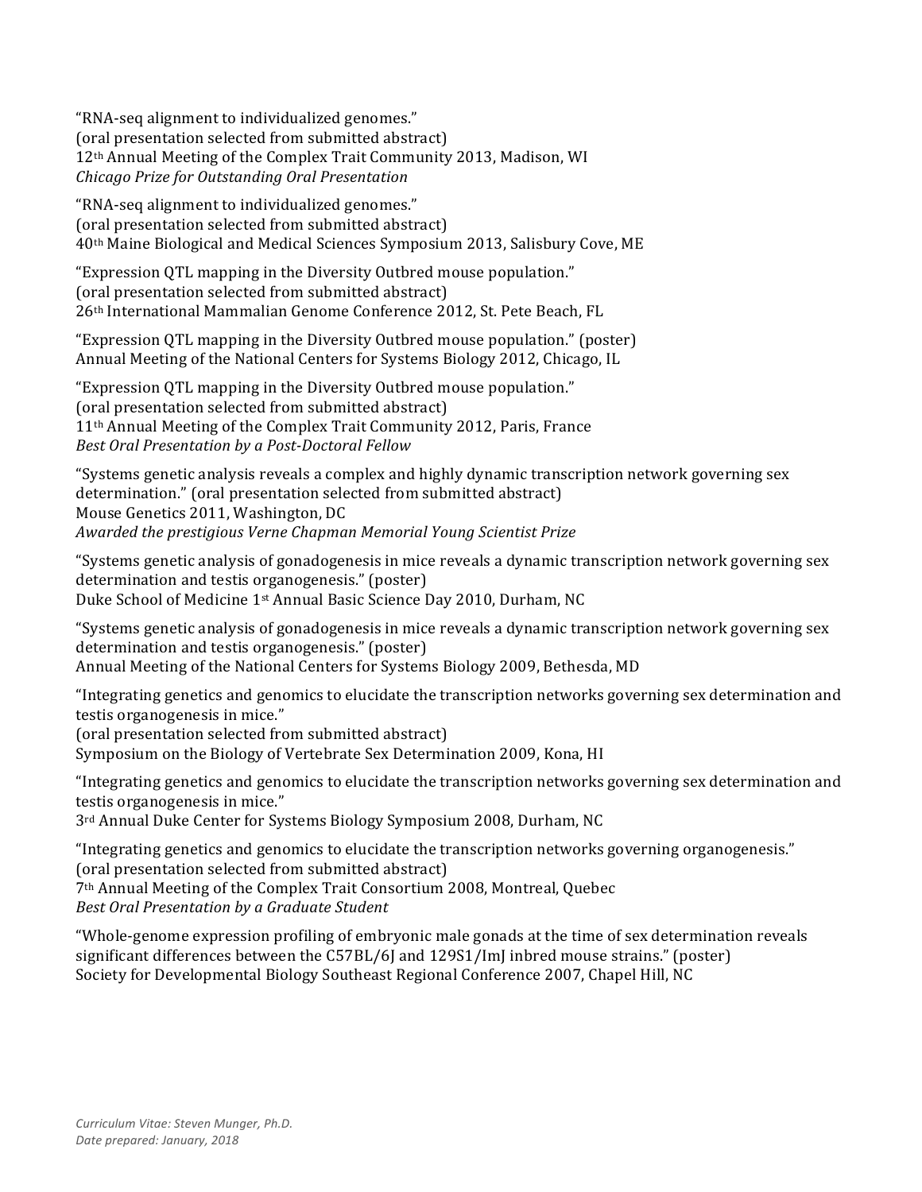"RNA-seq alignment to individualized genomes."
(oral presentation selected from submitted abstract)
12th Annual Meeting of the Complex Trait Community 2013, Madison, WI
*Chicago Prize for Outstanding Oral Presentation*

"RNA-seq alignment to individualized genomes."
(oral presentation selected from submitted abstract)
40th Maine Biological and Medical Sciences Symposium 2013, Salisbury Cove, ME

"Expression QTL mapping in the Diversity Outbred mouse population."
(oral presentation selected from submitted abstract)
26th International Mammalian Genome Conference 2012, St. Pete Beach, FL

"Expression QTL mapping in the Diversity Outbred mouse population." (poster)
Annual Meeting of the National Centers for Systems Biology 2012, Chicago, IL

"Expression QTL mapping in the Diversity Outbred mouse population."
(oral presentation selected from submitted abstract)
11th Annual Meeting of the Complex Trait Community 2012, Paris, France
*Best Oral Presentation by a Post-Doctoral Fellow*

"Systems genetic analysis reveals a complex and highly dynamic transcription network governing sex determination." (oral presentation selected from submitted abstract)
Mouse Genetics 2011, Washington, DC
*Awarded the prestigious Verne Chapman Memorial Young Scientist Prize*

"Systems genetic analysis of gonadogenesis in mice reveals a dynamic transcription network governing sex determination and testis organogenesis." (poster)
Duke School of Medicine 1st Annual Basic Science Day 2010, Durham, NC

"Systems genetic analysis of gonadogenesis in mice reveals a dynamic transcription network governing sex determination and testis organogenesis." (poster)
Annual Meeting of the National Centers for Systems Biology 2009, Bethesda, MD

"Integrating genetics and genomics to elucidate the transcription networks governing sex determination and testis organogenesis in mice."
(oral presentation selected from submitted abstract)
Symposium on the Biology of Vertebrate Sex Determination 2009, Kona, HI

"Integrating genetics and genomics to elucidate the transcription networks governing sex determination and testis organogenesis in mice."
3rd Annual Duke Center for Systems Biology Symposium 2008, Durham, NC

"Integrating genetics and genomics to elucidate the transcription networks governing organogenesis."
(oral presentation selected from submitted abstract)
7th Annual Meeting of the Complex Trait Consortium 2008, Montreal, Quebec
*Best Oral Presentation by a Graduate Student*

"Whole-genome expression profiling of embryonic male gonads at the time of sex determination reveals significant differences between the C57BL/6J and 129S1/ImJ inbred mouse strains." (poster)
Society for Developmental Biology Southeast Regional Conference 2007, Chapel Hill, NC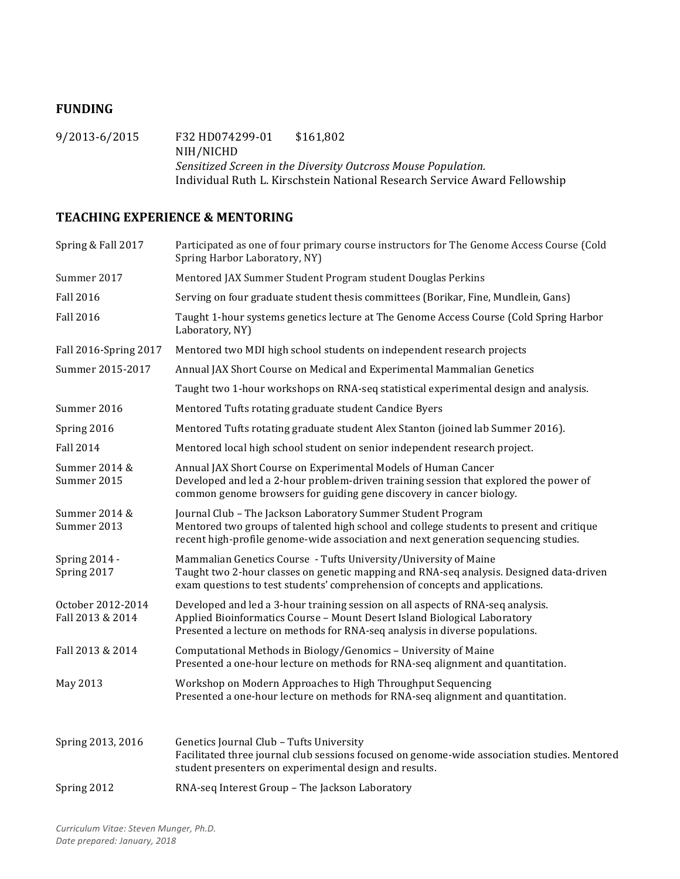## FUNDING

9/2013-6/2015 F32 HD074299-01 $161,802
NIH/NICHD
*Sensitized Screen in the Diversity Outcross Mouse Population.*
Individual Ruth L. Kirschstein National Research Service Award Fellowship

## TEACHING EXPERIENCE & MENTORING

| | |
|---|---|
| Spring & Fall 2017 | Participated as one of four primary course instructors for The Genome Access Course (Cold Spring Harbor Laboratory, NY) |
| Summer 2017 | Mentored JAX Summer Student Program student Douglas Perkins |
| Fall 2016 | Serving on four graduate student thesis committees (Borikar, Fine, Mundlein, Gans) |
| Fall 2016 | Taught 1-hour systems genetics lecture at The Genome Access Course (Cold Spring Harbor Laboratory, NY) |
| Fall 2016-Spring 2017 | Mentored two MDI high school students on independent research projects |
| Summer 2015-2017 | Annual JAX Short Course on Medical and Experimental Mammalian Genetics |
| | Taught two 1-hour workshops on RNA-seq statistical experimental design and analysis. |
| Summer 2016 | Mentored Tufts rotating graduate student Candice Byers |
| Spring 2016 | Mentored Tufts rotating graduate student Alex Stanton (joined lab Summer 2016). |
| Fall 2014 | Mentored local high school student on senior independent research project. |
| Summer 2014 & Summer 2015 | Annual JAX Short Course on Experimental Models of Human Cancer<br>Developed and led a 2-hour problem-driven training session that explored the power of common genome browsers for guiding gene discovery in cancer biology. |
| Summer 2014 & Summer 2013 | Journal Club – The Jackson Laboratory Summer Student Program<br>Mentored two groups of talented high school and college students to present and critique recent high-profile genome-wide association and next generation sequencing studies. |
| Spring 2014 - Spring 2017 | Mammalian Genetics Course - Tufts University/University of Maine<br>Taught two 2-hour classes on genetic mapping and RNA-seq analysis. Designed data-driven exam questions to test students' comprehension of concepts and applications. |
| October 2012-2014<br>Fall 2013 & 2014 | Developed and led a 3-hour training session on all aspects of RNA-seq analysis.<br>Applied Bioinformatics Course – Mount Desert Island Biological Laboratory<br>Presented a lecture on methods for RNA-seq analysis in diverse populations. |
| Fall 2013 & 2014 | Computational Methods in Biology/Genomics – University of Maine<br>Presented a one-hour lecture on methods for RNA-seq alignment and quantitation. |
| May 2013 | Workshop on Modern Approaches to High Throughput Sequencing<br>Presented a one-hour lecture on methods for RNA-seq alignment and quantitation. |
| Spring 2013, 2016 | Genetics Journal Club – Tufts University<br>Facilitated three journal club sessions focused on genome-wide association studies. Mentored student presenters on experimental design and results. |
| Spring 2012 | RNA-seq Interest Group – The Jackson Laboratory |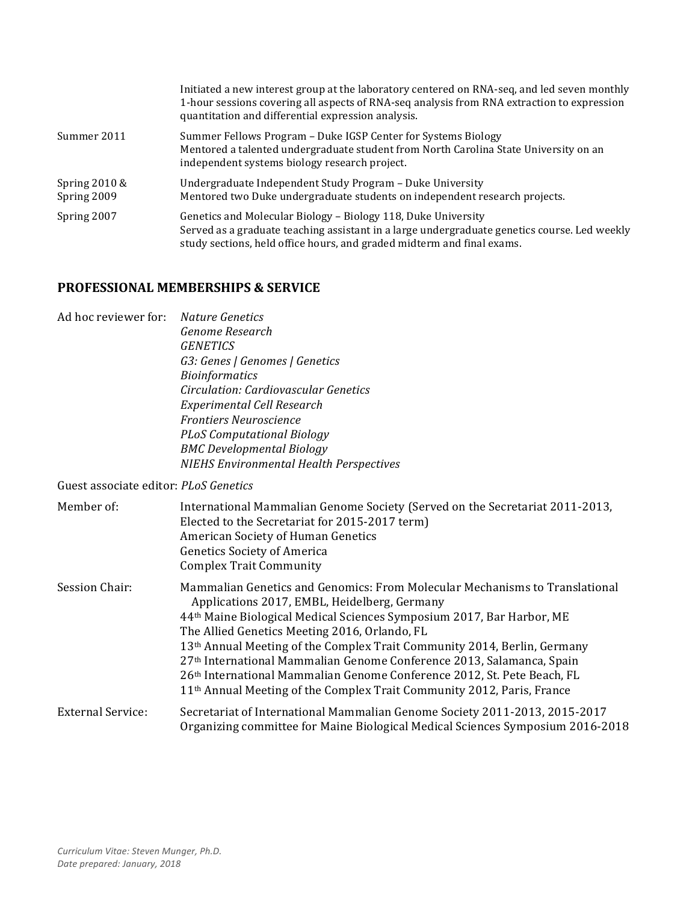| | |
|---|---|
| | Initiated a new interest group at the laboratory centered on RNA-seq, and led seven monthly 1-hour sessions covering all aspects of RNA-seq analysis from RNA extraction to expression quantitation and differential expression analysis. |
| Summer 2011 | Summer Fellows Program – Duke IGSP Center for Systems Biology<br>Mentored a talented undergraduate student from North Carolina State University on an independent systems biology research project. |
| Spring 2010 & Spring 2009 | Undergraduate Independent Study Program – Duke University<br>Mentored two Duke undergraduate students on independent research projects. |
| Spring 2007 | Genetics and Molecular Biology – Biology 118, Duke University<br>Served as a graduate teaching assistant in a large undergraduate genetics course. Led weekly study sections, held office hours, and graded midterm and final exams. |

## PROFESSIONAL MEMBERSHIPS & SERVICE

Ad hoc reviewer for:
- *Nature Genetics*
- *Genome Research*
- *GENETICS*
- *G3: Genes | Genomes | Genetics*
- *Bioinformatics*
- *Circulation: Cardiovascular Genetics*
- *Experimental Cell Research*
- *Frontiers Neuroscience*
- *PLoS Computational Biology*
- *BMC Developmental Biology*
- *NIEHS Environmental Health Perspectives*

Guest associate editor: *PLoS Genetics*

Member of:
- International Mammalian Genome Society (Served on the Secretariat 2011-2013, Elected to the Secretariat for 2015-2017 term)
- American Society of Human Genetics
- Genetics Society of America
- Complex Trait Community

Session Chair:
- Mammalian Genetics and Genomics: From Molecular Mechanisms to Translational Applications 2017, EMBL, Heidelberg, Germany
- 44th Maine Biological Medical Sciences Symposium 2017, Bar Harbor, ME
- The Allied Genetics Meeting 2016, Orlando, FL
- 13th Annual Meeting of the Complex Trait Community 2014, Berlin, Germany
- 27th International Mammalian Genome Conference 2013, Salamanca, Spain
- 26th International Mammalian Genome Conference 2012, St. Pete Beach, FL
- 11th Annual Meeting of the Complex Trait Community 2012, Paris, France

External Service:
- Secretariat of International Mammalian Genome Society 2011-2013, 2015-2017
- Organizing committee for Maine Biological Medical Sciences Symposium 2016-2018